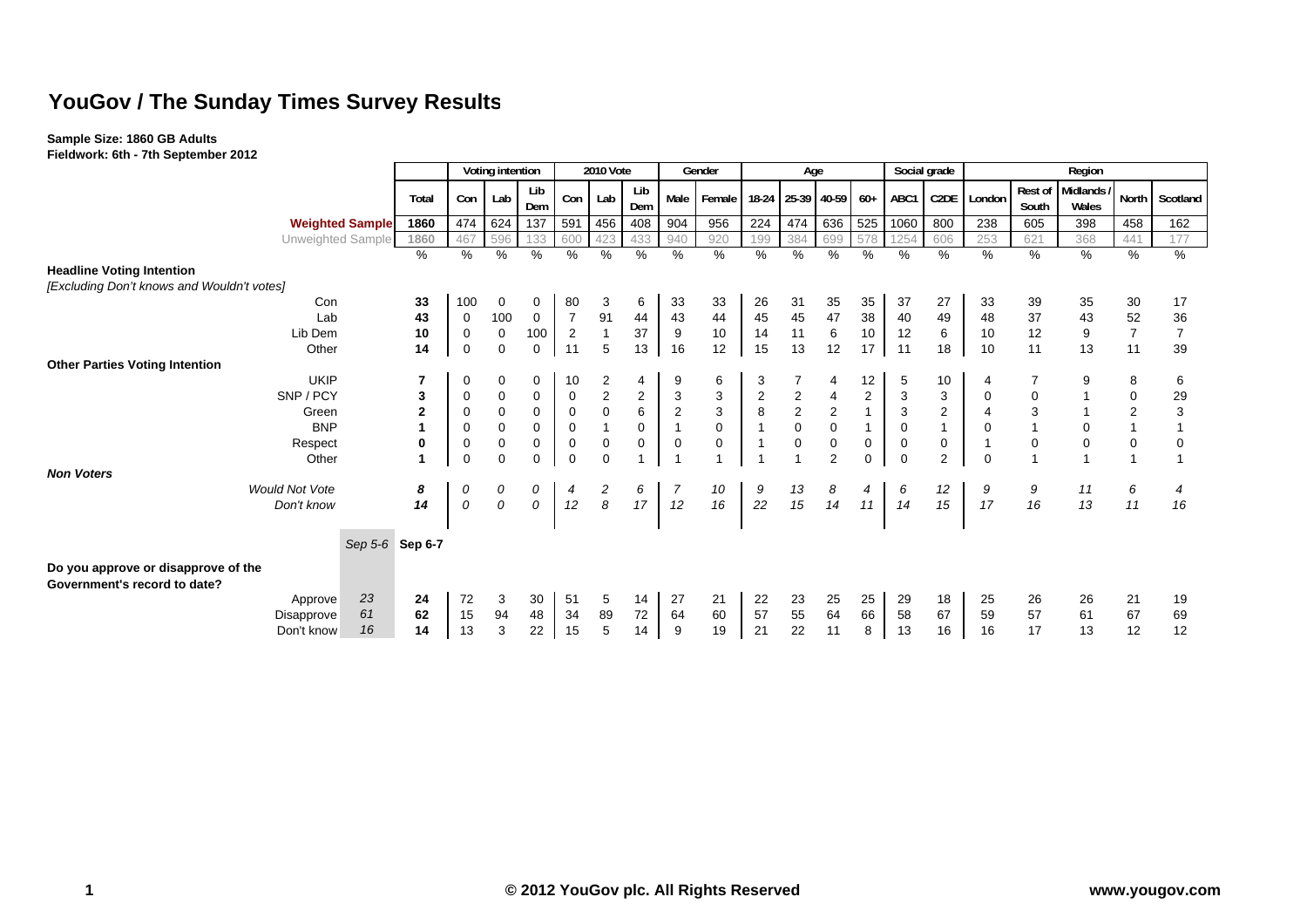# YouGov / The Sunday Times Survey Results

**Sample Size: 1860 GB Adults**
**Fieldwork: 6th - 7th September 2012**

| | | | Voting intention | | | 2010 Vote | | | Gender | | Age | | | | Social grade | | Region | | | | |
|---|---|---|---|---|---|---|---|---|---|---|---|---|---|---|---|---|---|---|---|---|---|
| | | Total | Con | Lab | Lib Dem | Con | Lab | Lib Dem | Male | Female | 18-24 | 25-39 | 40-59 | 60+ | ABC1 | C2DE | London | Rest of South | Midlands / Wales | North | Scotland |
| **Weighted Sample** | | 1860 | 474 | 624 | 137 | 591 | 456 | 408 | 904 | 956 | 224 | 474 | 636 | 525 | 1060 | 800 | 238 | 605 | 398 | 458 | 162 |
| Unweighted Sample | | 1860 | 467 | 596 | 133 | 600 | 423 | 433 | 940 | 920 | 199 | 384 | 699 | 578 | 1254 | 606 | 253 | 621 | 368 | 441 | 177 |
| | | % | % | % | % | % | % | % | % | % | % | % | % | % | % | % | % | % | % | % | % |
| **Headline Voting Intention** | | | | | | | | | | | | | | | | | | | | | |
| *[Excluding Don't knows and Wouldn't votes]* | | | | | | | | | | | | | | | | | | | | | |
| Con | | 33 | 100 | 0 | 0 | 80 | 3 | 6 | 33 | 33 | 26 | 31 | 35 | 35 | 37 | 27 | 33 | 39 | 35 | 30 | 17 |
| Lab | | 43 | 0 | 100 | 0 | 7 | 91 | 44 | 43 | 44 | 45 | 45 | 47 | 38 | 40 | 49 | 48 | 37 | 43 | 52 | 36 |
| Lib Dem | | 10 | 0 | 0 | 100 | 2 | 1 | 37 | 9 | 10 | 14 | 11 | 6 | 10 | 12 | 6 | 10 | 12 | 9 | 7 | 7 |
| Other | | 14 | 0 | 0 | 0 | 11 | 5 | 13 | 16 | 12 | 15 | 13 | 12 | 17 | 11 | 18 | 10 | 11 | 13 | 11 | 39 |
| **Other Parties Voting Intention** | | | | | | | | | | | | | | | | | | | | | |
| UKIP | | 7 | 0 | 0 | 0 | 10 | 2 | 4 | 9 | 6 | 3 | 7 | 4 | 12 | 5 | 10 | 4 | 7 | 9 | 8 | 6 |
| SNP / PCY | | 3 | 0 | 0 | 0 | 0 | 2 | 2 | 3 | 3 | 2 | 2 | 4 | 2 | 3 | 3 | 0 | 0 | 1 | 0 | 29 |
| Green | | 2 | 0 | 0 | 0 | 0 | 0 | 6 | 2 | 3 | 8 | 2 | 2 | 1 | 3 | 2 | 4 | 3 | 1 | 2 | 3 |
| BNP | | 1 | 0 | 0 | 0 | 0 | 1 | 0 | 1 | 0 | 1 | 0 | 0 | 1 | 0 | 1 | 0 | 1 | 0 | 1 | 1 |
| Respect | | 0 | 0 | 0 | 0 | 0 | 0 | 0 | 0 | 0 | 1 | 0 | 0 | 0 | 0 | 0 | 1 | 0 | 0 | 0 | 0 |
| Other | | 1 | 0 | 0 | 0 | 0 | 0 | 1 | 1 | 1 | 1 | 1 | 2 | 0 | 0 | 2 | 0 | 1 | 1 | 1 | 1 |
| ***Non Voters*** | | | | | | | | | | | | | | | | | | | | | |
| *Would Not Vote* | | *8* | *0* | *0* | *0* | *4* | *2* | *6* | *7* | *10* | *9* | *13* | *8* | *4* | *6* | *12* | *9* | *9* | *11* | *6* | *4* |
| *Don't know* | | *14* | *0* | *0* | *0* | *12* | *8* | *17* | *12* | *16* | *22* | *15* | *14* | *11* | *14* | *15* | *17* | *16* | *13* | *11* | *16* |
| | *Sep 5-6* | **Sep 6-7** | | | | | | | | | | | | | | | | | | | |
| **Do you approve or disapprove of the Government's record to date?** | | | | | | | | | | | | | | | | | | | | | |
| Approve | *23* | 24 | 72 | 3 | 30 | 51 | 5 | 14 | 27 | 21 | 22 | 23 | 25 | 25 | 29 | 18 | 25 | 26 | 26 | 21 | 19 |
| Disapprove | *61* | 62 | 15 | 94 | 48 | 34 | 89 | 72 | 64 | 60 | 57 | 55 | 64 | 66 | 58 | 67 | 59 | 57 | 61 | 67 | 69 |
| Don't know | *16* | 14 | 13 | 3 | 22 | 15 | 5 | 14 | 9 | 19 | 21 | 22 | 11 | 8 | 13 | 16 | 16 | 17 | 13 | 12 | 12 |

© 2012 YouGov plc. All Rights Reserved www.yougov.com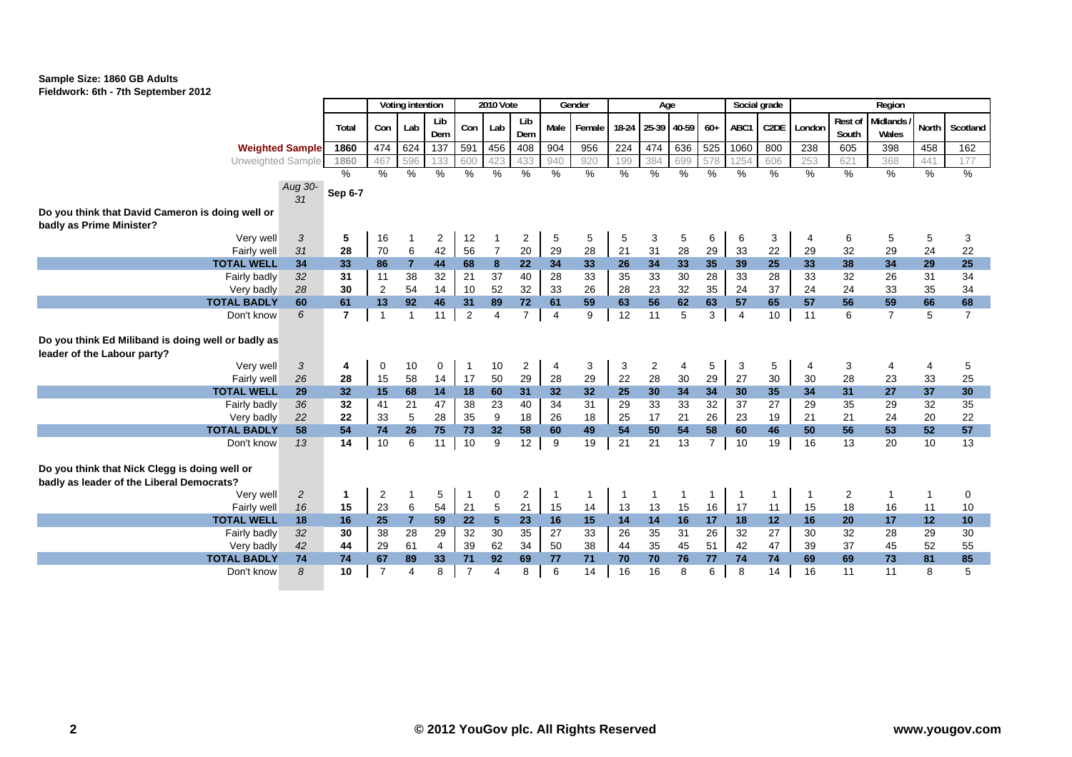**Sample Size: 1860 GB Adults**
**Fieldwork: 6th - 7th September 2012**

| | | | Voting intention | | | 2010 Vote | | | Gender | | Age | | | | Social grade | | Region | | | | |
|---|---|---|---|---|---|---|---|---|---|---|---|---|---|---|---|---|---|---|---|---|---|
| | | Total | Con | Lab | Lib Dem | Con | Lab | Lib Dem | Male | Female | 18-24 | 25-39 | 40-59 | 60+ | ABC1 | C2DE | London | Rest of South | Midlands / Wales | North | Scotland |
| **Weighted Sample** | | 1860 | 474 | 624 | 137 | 591 | 456 | 408 | 904 | 956 | 224 | 474 | 636 | 525 | 1060 | 800 | 238 | 605 | 398 | 458 | 162 |
| Unweighted Sample | | 1860 | 467 | 596 | 133 | 600 | 423 | 433 | 940 | 920 | 199 | 384 | 699 | 578 | 1254 | 606 | 253 | 621 | 368 | 441 | 177 |
| | | % | % | % | % | % | % | % | % | % | % | % | % | % | % | % | % | % | % | % | % |
| | *Aug 30-31* | **Sep 6-7** | | | | | | | | | | | | | | | | | | | |
| **Do you think that David Cameron is doing well or badly as Prime Minister?** | | | | | | | | | | | | | | | | | | | | | |
| Very well | *3* | **5** | 16 | 1 | 2 | 12 | 1 | 2 | 5 | 5 | 5 | 3 | 5 | 6 | 6 | 3 | 4 | 6 | 5 | 5 | 3 |
| Fairly well | *31* | **28** | 70 | 6 | 42 | 56 | 7 | 20 | 29 | 28 | 21 | 31 | 28 | 29 | 33 | 22 | 29 | 32 | 29 | 24 | 22 |
| **TOTAL WELL** | **34** | **33** | **86** | **7** | **44** | **68** | **8** | **22** | **34** | **33** | **26** | **34** | **33** | **35** | **39** | **25** | **33** | **38** | **34** | **29** | **25** |
| Fairly badly | *32* | **31** | 11 | 38 | 32 | 21 | 37 | 40 | 28 | 33 | 35 | 33 | 30 | 28 | 33 | 28 | 33 | 32 | 26 | 31 | 34 |
| Very badly | *28* | **30** | 2 | 54 | 14 | 10 | 52 | 32 | 33 | 26 | 28 | 23 | 32 | 35 | 24 | 37 | 24 | 24 | 33 | 35 | 34 |
| **TOTAL BADLY** | **60** | **61** | **13** | **92** | **46** | **31** | **89** | **72** | **61** | **59** | **63** | **56** | **62** | **63** | **57** | **65** | **57** | **56** | **59** | **66** | **68** |
| Don't know | *6* | **7** | 1 | 1 | 11 | 2 | 4 | 7 | 4 | 9 | 12 | 11 | 5 | 3 | 4 | 10 | 11 | 6 | 7 | 5 | 7 |
| **Do you think Ed Miliband is doing well or badly as leader of the Labour party?** | | | | | | | | | | | | | | | | | | | | | |
| Very well | *3* | **4** | 0 | 10 | 0 | 1 | 10 | 2 | 4 | 3 | 3 | 2 | 4 | 5 | 3 | 5 | 4 | 3 | 4 | 4 | 5 |
| Fairly well | *26* | **28** | 15 | 58 | 14 | 17 | 50 | 29 | 28 | 29 | 22 | 28 | 30 | 29 | 27 | 30 | 30 | 28 | 23 | 33 | 25 |
| **TOTAL WELL** | **29** | **32** | **15** | **68** | **14** | **18** | **60** | **31** | **32** | **32** | **25** | **30** | **34** | **34** | **30** | **35** | **34** | **31** | **27** | **37** | **30** |
| Fairly badly | *36* | **32** | 41 | 21 | 47 | 38 | 23 | 40 | 34 | 31 | 29 | 33 | 33 | 32 | 37 | 27 | 29 | 35 | 29 | 32 | 35 |
| Very badly | *22* | **22** | 33 | 5 | 28 | 35 | 9 | 18 | 26 | 18 | 25 | 17 | 21 | 26 | 23 | 19 | 21 | 21 | 24 | 20 | 22 |
| **TOTAL BADLY** | **58** | **54** | **74** | **26** | **75** | **73** | **32** | **58** | **60** | **49** | **54** | **50** | **54** | **58** | **60** | **46** | **50** | **56** | **53** | **52** | **57** |
| Don't know | *13* | **14** | 10 | 6 | 11 | 10 | 9 | 12 | 9 | 19 | 21 | 21 | 13 | 7 | 10 | 19 | 16 | 13 | 20 | 10 | 13 |
| **Do you think that Nick Clegg is doing well or badly as leader of the Liberal Democrats?** | | | | | | | | | | | | | | | | | | | | | |
| Very well | *2* | **1** | 2 | 1 | 5 | 1 | 0 | 2 | 1 | 1 | 1 | 1 | 1 | 1 | 1 | 1 | 1 | 2 | 1 | 1 | 0 |
| Fairly well | *16* | **15** | 23 | 6 | 54 | 21 | 5 | 21 | 15 | 14 | 13 | 13 | 15 | 16 | 17 | 11 | 15 | 18 | 16 | 11 | 10 |
| **TOTAL WELL** | **18** | **16** | **25** | **7** | **59** | **22** | **5** | **23** | **16** | **15** | **14** | **14** | **16** | **17** | **18** | **12** | **16** | **20** | **17** | **12** | **10** |
| Fairly badly | *32* | **30** | 38 | 28 | 29 | 32 | 30 | 35 | 27 | 33 | 26 | 35 | 31 | 26 | 32 | 27 | 30 | 32 | 28 | 29 | 30 |
| Very badly | *42* | **44** | 29 | 61 | 4 | 39 | 62 | 34 | 50 | 38 | 44 | 35 | 45 | 51 | 42 | 47 | 39 | 37 | 45 | 52 | 55 |
| **TOTAL BADLY** | **74** | **74** | **67** | **89** | **33** | **71** | **92** | **69** | **77** | **71** | **70** | **70** | **76** | **77** | **74** | **74** | **69** | **69** | **73** | **81** | **85** |
| Don't know | *8* | **10** | 7 | 4 | 8 | 7 | 4 | 8 | 6 | 14 | 16 | 16 | 8 | 6 | 8 | 14 | 16 | 11 | 11 | 8 | 5 |

© 2012 YouGov plc. All Rights Reserved

www.yougov.com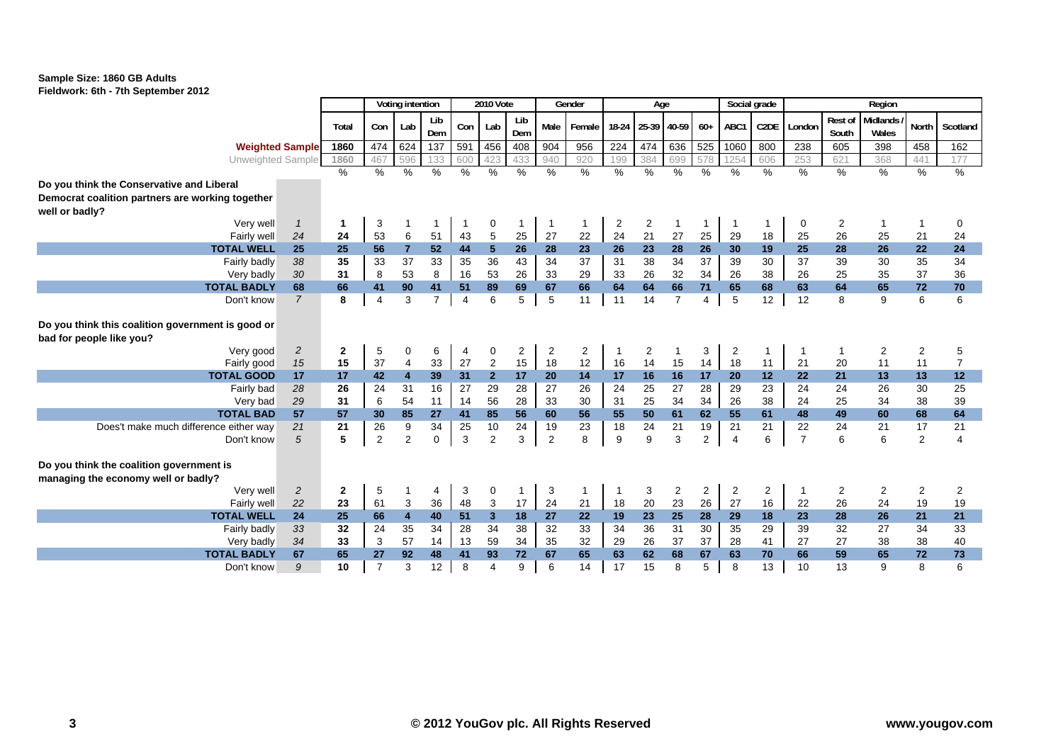**Sample Size: 1860 GB Adults**
**Fieldwork: 6th - 7th September 2012**

| | | Total | Voting intention | | | 2010 Vote | | | Gender | | Age | | | | Social grade | | Region | | | | |
|---|---|---|---|---|---|---|---|---|---|---|---|---|---|---|---|---|---|---|---|---|---|
| | | | Con | Lab | Lib Dem | Con | Lab | Lib Dem | Male | Female | 18-24 | 25-39 | 40-59 | 60+ | ABC1 | C2DE | London | Rest of South | Midlands / Wales | North | Scotland |
| **Weighted Sample** | | 1860 | 474 | 624 | 137 | 591 | 456 | 408 | 904 | 956 | 224 | 474 | 636 | 525 | 1060 | 800 | 238 | 605 | 398 | 458 | 162 |
| Unweighted Sample | | 1860 | 467 | 596 | 133 | 600 | 423 | 433 | 940 | 920 | 199 | 384 | 699 | 578 | 1254 | 606 | 253 | 621 | 368 | 441 | 177 |
| | | % | % | % | % | % | % | % | % | % | % | % | % | % | % | % | % | % | % | % | % |
| **Do you think the Conservative and Liberal Democrat coalition partners are working together well or badly?** | | | | | | | | | | | | | | | | | | | | | |
| Very well | *1* | 1 | 3 | 1 | 1 | 1 | 0 | 1 | 1 | 1 | 2 | 2 | 1 | 1 | 1 | 1 | 0 | 2 | 1 | 1 | 0 |
| Fairly well | *24* | 24 | 53 | 6 | 51 | 43 | 5 | 25 | 27 | 22 | 24 | 21 | 27 | 25 | 29 | 18 | 25 | 26 | 25 | 21 | 24 |
| **TOTAL WELL** | **25** | **25** | **56** | **7** | **52** | **44** | **5** | **26** | **28** | **23** | **26** | **23** | **28** | **26** | **30** | **19** | **25** | **28** | **26** | **22** | **24** |
| Fairly badly | *38* | 35 | 33 | 37 | 33 | 35 | 36 | 43 | 34 | 37 | 31 | 38 | 34 | 37 | 39 | 30 | 37 | 39 | 30 | 35 | 34 |
| Very badly | *30* | 31 | 8 | 53 | 8 | 16 | 53 | 26 | 33 | 29 | 33 | 26 | 32 | 34 | 26 | 38 | 26 | 25 | 35 | 37 | 36 |
| **TOTAL BADLY** | **68** | **66** | **41** | **90** | **41** | **51** | **89** | **69** | **67** | **66** | **64** | **64** | **66** | **71** | **65** | **68** | **63** | **64** | **65** | **72** | **70** |
| Don't know | *7* | 8 | 4 | 3 | 7 | 4 | 6 | 5 | 5 | 11 | 11 | 14 | 7 | 4 | 5 | 12 | 12 | 8 | 9 | 6 | 6 |
| **Do you think this coalition government is good or bad for people like you?** | | | | | | | | | | | | | | | | | | | | | |
| Very good | *2* | 2 | 5 | 0 | 6 | 4 | 0 | 2 | 2 | 2 | 1 | 2 | 1 | 3 | 2 | 1 | 1 | 1 | 2 | 2 | 5 |
| Fairly good | *15* | 15 | 37 | 4 | 33 | 27 | 2 | 15 | 18 | 12 | 16 | 14 | 15 | 14 | 18 | 11 | 21 | 20 | 11 | 11 | 7 |
| **TOTAL GOOD** | **17** | **17** | **42** | **4** | **39** | **31** | **2** | **17** | **20** | **14** | **17** | **16** | **16** | **17** | **20** | **12** | **22** | **21** | **13** | **13** | **12** |
| Fairly bad | *28* | 26 | 24 | 31 | 16 | 27 | 29 | 28 | 27 | 26 | 24 | 25 | 27 | 28 | 29 | 23 | 24 | 24 | 26 | 30 | 25 |
| Very bad | *29* | 31 | 6 | 54 | 11 | 14 | 56 | 28 | 33 | 30 | 31 | 25 | 34 | 34 | 26 | 38 | 24 | 25 | 34 | 38 | 39 |
| **TOTAL BAD** | **57** | **57** | **30** | **85** | **27** | **41** | **85** | **56** | **60** | **56** | **55** | **50** | **61** | **62** | **55** | **61** | **48** | **49** | **60** | **68** | **64** |
| Does't make much difference either way | *21* | 21 | 26 | 9 | 34 | 25 | 10 | 24 | 19 | 23 | 18 | 24 | 21 | 19 | 21 | 21 | 22 | 24 | 21 | 17 | 21 |
| Don't know | *5* | 5 | 2 | 2 | 0 | 3 | 2 | 3 | 2 | 8 | 9 | 9 | 3 | 2 | 4 | 6 | 7 | 6 | 6 | 2 | 4 |
| **Do you think the coalition government is managing the economy well or badly?** | | | | | | | | | | | | | | | | | | | | | |
| Very well | *2* | 2 | 5 | 1 | 4 | 3 | 0 | 1 | 3 | 1 | 1 | 3 | 2 | 2 | 2 | 2 | 1 | 2 | 2 | 2 | 2 |
| Fairly well | *22* | 23 | 61 | 3 | 36 | 48 | 3 | 17 | 24 | 21 | 18 | 20 | 23 | 26 | 27 | 16 | 22 | 26 | 24 | 19 | 19 |
| **TOTAL WELL** | **24** | **25** | **66** | **4** | **40** | **51** | **3** | **18** | **27** | **22** | **19** | **23** | **25** | **28** | **29** | **18** | **23** | **28** | **26** | **21** | **21** |
| Fairly badly | *33* | 32 | 24 | 35 | 34 | 28 | 34 | 38 | 32 | 33 | 34 | 36 | 31 | 30 | 35 | 29 | 39 | 32 | 27 | 34 | 33 |
| Very badly | *34* | 33 | 3 | 57 | 14 | 13 | 59 | 34 | 35 | 32 | 29 | 26 | 37 | 37 | 28 | 41 | 27 | 27 | 38 | 38 | 40 |
| **TOTAL BADLY** | **67** | **65** | **27** | **92** | **48** | **41** | **93** | **72** | **67** | **65** | **63** | **62** | **68** | **67** | **63** | **70** | **66** | **59** | **65** | **72** | **73** |
| Don't know | *9* | 10 | 7 | 3 | 12 | 8 | 4 | 9 | 6 | 14 | 17 | 15 | 8 | 5 | 8 | 13 | 10 | 13 | 9 | 8 | 6 |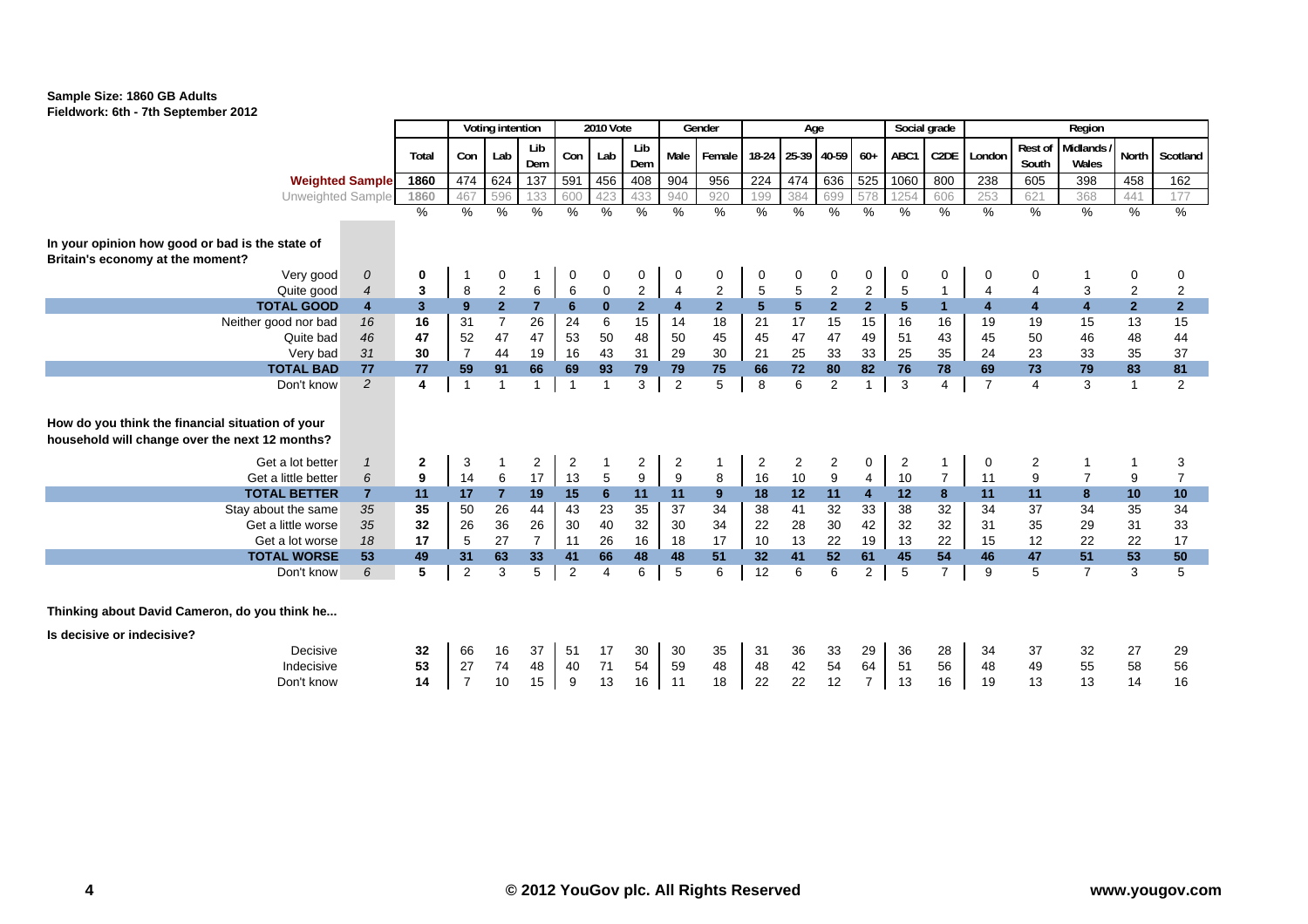**Sample Size: 1860 GB Adults**
**Fieldwork: 6th - 7th September 2012**

| | | | Voting intention | | | 2010 Vote | | | Gender | | Age | | | | Social grade | | Region | | | | |
|---|---|---|---|---|---|---|---|---|---|---|---|---|---|---|---|---|---|---|---|---|---|
| | | Total | Con | Lab | Lib Dem | Con | Lab | Lib Dem | Male | Female | 18-24 | 25-39 | 40-59 | 60+ | ABC1 | C2DE | London | Rest of South | Midlands / Wales | North | Scotland |
| **Weighted Sample** | | 1860 | 474 | 624 | 137 | 591 | 456 | 408 | 904 | 956 | 224 | 474 | 636 | 525 | 1060 | 800 | 238 | 605 | 398 | 458 | 162 |
| Unweighted Sample | | 1860 | 467 | 596 | 133 | 600 | 423 | 433 | 940 | 920 | 199 | 384 | 699 | 578 | 1254 | 606 | 253 | 621 | 368 | 441 | 177 |
| | | % | % | % | % | % | % | % | % | % | % | % | % | % | % | % | % | % | % | % | % |
| **In your opinion how good or bad is the state of Britain's economy at the moment?** | | | | | | | | | | | | | | | | | | | | | |
| Very good | *0* | 0 | 1 | 0 | 1 | 0 | 0 | 0 | 0 | 0 | 0 | 0 | 0 | 0 | 0 | 0 | 0 | 0 | 1 | 0 | 0 |
| Quite good | *4* | 3 | 8 | 2 | 6 | 6 | 0 | 2 | 4 | 2 | 5 | 5 | 2 | 2 | 5 | 1 | 4 | 4 | 3 | 2 | 2 |
| **TOTAL GOOD** | **4** | **3** | **9** | **2** | **7** | **6** | **0** | **2** | **4** | **2** | **5** | **5** | **2** | **2** | **5** | **1** | **4** | **4** | **4** | **2** | **2** |
| Neither good nor bad | *16* | 16 | 31 | 7 | 26 | 24 | 6 | 15 | 14 | 18 | 21 | 17 | 15 | 15 | 16 | 16 | 19 | 19 | 15 | 13 | 15 |
| Quite bad | *46* | 47 | 52 | 47 | 47 | 53 | 50 | 48 | 50 | 45 | 45 | 47 | 47 | 49 | 51 | 43 | 45 | 50 | 46 | 48 | 44 |
| Very bad | *31* | 30 | 7 | 44 | 19 | 16 | 43 | 31 | 29 | 30 | 21 | 25 | 33 | 33 | 25 | 35 | 24 | 23 | 33 | 35 | 37 |
| **TOTAL BAD** | **77** | **77** | **59** | **91** | **66** | **69** | **93** | **79** | **79** | **75** | **66** | **72** | **80** | **82** | **76** | **78** | **69** | **73** | **79** | **83** | **81** |
| Don't know | *2* | 4 | 1 | 1 | 1 | 1 | 1 | 3 | 2 | 5 | 8 | 6 | 2 | 1 | 3 | 4 | 7 | 4 | 3 | 1 | 2 |
| **How do you think the financial situation of your household will change over the next 12 months?** | | | | | | | | | | | | | | | | | | | | | |
| Get a lot better | *1* | 2 | 3 | 1 | 2 | 2 | 1 | 2 | 2 | 1 | 2 | 2 | 2 | 0 | 2 | 1 | 0 | 2 | 1 | 1 | 3 |
| Get a little better | *6* | 9 | 14 | 6 | 17 | 13 | 5 | 9 | 9 | 8 | 16 | 10 | 9 | 4 | 10 | 7 | 11 | 9 | 7 | 9 | 7 |
| **TOTAL BETTER** | **7** | **11** | **17** | **7** | **19** | **15** | **6** | **11** | **11** | **9** | **18** | **12** | **11** | **4** | **12** | **8** | **11** | **11** | **8** | **10** | **10** |
| Stay about the same | *35* | 35 | 50 | 26 | 44 | 43 | 23 | 35 | 37 | 34 | 38 | 41 | 32 | 33 | 38 | 32 | 34 | 37 | 34 | 35 | 34 |
| Get a little worse | *35* | 32 | 26 | 36 | 26 | 30 | 40 | 32 | 30 | 34 | 22 | 28 | 30 | 42 | 32 | 32 | 31 | 35 | 29 | 31 | 33 |
| Get a lot worse | *18* | 17 | 5 | 27 | 7 | 11 | 26 | 16 | 18 | 17 | 10 | 13 | 22 | 19 | 13 | 22 | 15 | 12 | 22 | 22 | 17 |
| **TOTAL WORSE** | **53** | **49** | **31** | **63** | **33** | **41** | **66** | **48** | **48** | **51** | **32** | **41** | **52** | **61** | **45** | **54** | **46** | **47** | **51** | **53** | **50** |
| Don't know | *6* | 5 | 2 | 3 | 5 | 2 | 4 | 6 | 5 | 6 | 12 | 6 | 6 | 2 | 5 | 7 | 9 | 5 | 7 | 3 | 5 |
| **Thinking about David Cameron, do you think he...** | | | | | | | | | | | | | | | | | | | | | |
| **Is decisive or indecisive?** | | | | | | | | | | | | | | | | | | | | | |
| Decisive | | 32 | 66 | 16 | 37 | 51 | 17 | 30 | 30 | 35 | 31 | 36 | 33 | 29 | 36 | 28 | 34 | 37 | 32 | 27 | 29 |
| Indecisive | | 53 | 27 | 74 | 48 | 40 | 71 | 54 | 59 | 48 | 48 | 42 | 54 | 64 | 51 | 56 | 48 | 49 | 55 | 58 | 56 |
| Don't know | | 14 | 7 | 10 | 15 | 9 | 13 | 16 | 11 | 18 | 22 | 22 | 12 | 7 | 13 | 16 | 19 | 13 | 13 | 14 | 16 |

**© 2012 YouGov plc. All Rights Reserved** **www.yougov.com**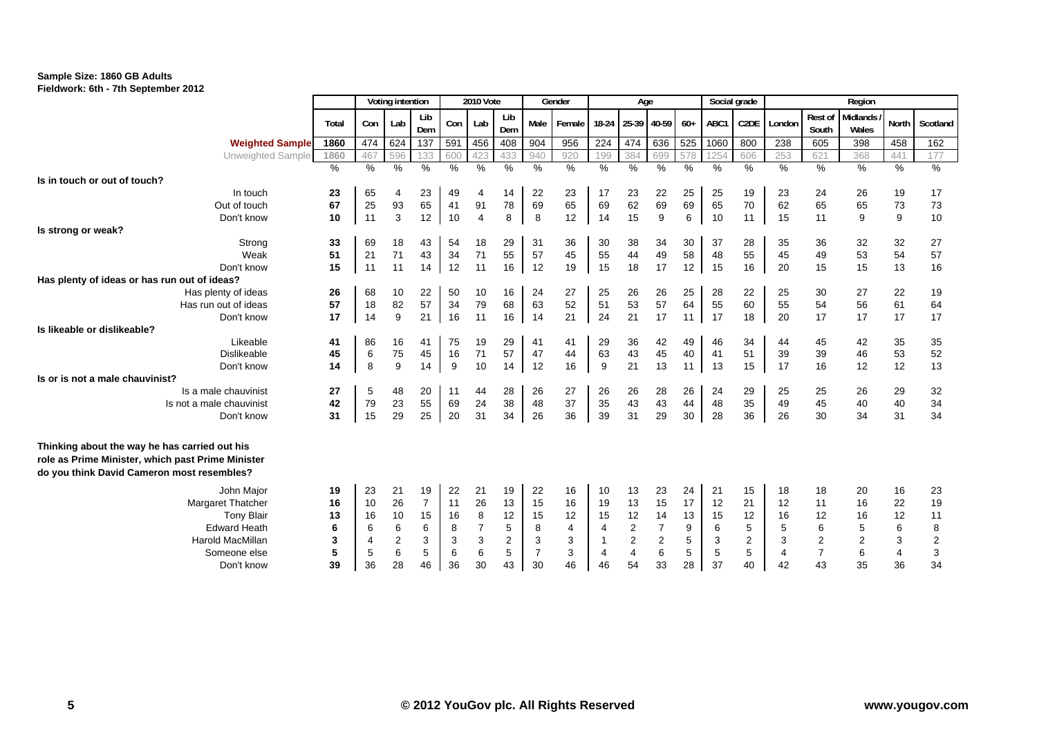**Sample Size: 1860 GB Adults**
**Fieldwork: 6th - 7th September 2012**

| | Total | Voting intention | | | 2010 Vote | | | Gender | | Age | | | | Social grade | | Region | | | | |
|---|---|---|---|---|---|---|---|---|---|---|---|---|---|---|---|---|---|---|---|---|
| | | Con | Lab | Lib Dem | Con | Lab | Lib Dem | Male | Female | 18-24 | 25-39 | 40-59 | 60+ | ABC1 | C2DE | London | Rest of South | Midlands / Wales | North | Scotland |
| **Weighted Sample** | 1860 | 474 | 624 | 137 | 591 | 456 | 408 | 904 | 956 | 224 | 474 | 636 | 525 | 1060 | 800 | 238 | 605 | 398 | 458 | 162 |
| Unweighted Sample | 1860 | 467 | 596 | 133 | 600 | 423 | 433 | 940 | 920 | 199 | 384 | 699 | 578 | 1254 | 606 | 253 | 621 | 368 | 441 | 177 |
| | % | % | % | % | % | % | % | % | % | % | % | % | % | % | % | % | % | % | % | % |
| **Is in touch or out of touch?** | | | | | | | | | | | | | | | | | | | | |
| In touch | 23 | 65 | 4 | 23 | 49 | 4 | 14 | 22 | 23 | 17 | 23 | 22 | 25 | 25 | 19 | 23 | 24 | 26 | 19 | 17 |
| Out of touch | 67 | 25 | 93 | 65 | 41 | 91 | 78 | 69 | 65 | 69 | 62 | 69 | 69 | 65 | 70 | 62 | 65 | 65 | 73 | 73 |
| Don't know | 10 | 11 | 3 | 12 | 10 | 4 | 8 | 8 | 12 | 14 | 15 | 9 | 6 | 10 | 11 | 15 | 11 | 9 | 9 | 10 |
| **Is strong or weak?** | | | | | | | | | | | | | | | | | | | | |
| Strong | 33 | 69 | 18 | 43 | 54 | 18 | 29 | 31 | 36 | 30 | 38 | 34 | 30 | 37 | 28 | 35 | 36 | 32 | 32 | 27 |
| Weak | 51 | 21 | 71 | 43 | 34 | 71 | 55 | 57 | 45 | 55 | 44 | 49 | 58 | 48 | 55 | 45 | 49 | 53 | 54 | 57 |
| Don't know | 15 | 11 | 11 | 14 | 12 | 11 | 16 | 12 | 19 | 15 | 18 | 17 | 12 | 15 | 16 | 20 | 15 | 15 | 13 | 16 |
| **Has plenty of ideas or has run out of ideas?** | | | | | | | | | | | | | | | | | | | | |
| Has plenty of ideas | 26 | 68 | 10 | 22 | 50 | 10 | 16 | 24 | 27 | 25 | 26 | 26 | 25 | 28 | 22 | 25 | 30 | 27 | 22 | 19 |
| Has run out of ideas | 57 | 18 | 82 | 57 | 34 | 79 | 68 | 63 | 52 | 51 | 53 | 57 | 64 | 55 | 60 | 55 | 54 | 56 | 61 | 64 |
| Don't know | 17 | 14 | 9 | 21 | 16 | 11 | 16 | 14 | 21 | 24 | 21 | 17 | 11 | 17 | 18 | 20 | 17 | 17 | 17 | 17 |
| **Is likeable or dislikeable?** | | | | | | | | | | | | | | | | | | | | |
| Likeable | 41 | 86 | 16 | 41 | 75 | 19 | 29 | 41 | 41 | 29 | 36 | 42 | 49 | 46 | 34 | 44 | 45 | 42 | 35 | 35 |
| Dislikeable | 45 | 6 | 75 | 45 | 16 | 71 | 57 | 47 | 44 | 63 | 43 | 45 | 40 | 41 | 51 | 39 | 39 | 46 | 53 | 52 |
| Don't know | 14 | 8 | 9 | 14 | 9 | 10 | 14 | 12 | 16 | 9 | 21 | 13 | 11 | 13 | 15 | 17 | 16 | 12 | 12 | 13 |
| **Is or is not a male chauvinist?** | | | | | | | | | | | | | | | | | | | | |
| Is a male chauvinist | 27 | 5 | 48 | 20 | 11 | 44 | 28 | 26 | 27 | 26 | 26 | 28 | 26 | 24 | 29 | 25 | 25 | 26 | 29 | 32 |
| Is not a male chauvinist | 42 | 79 | 23 | 55 | 69 | 24 | 38 | 48 | 37 | 35 | 43 | 43 | 44 | 48 | 35 | 49 | 45 | 40 | 40 | 34 |
| Don't know | 31 | 15 | 29 | 25 | 20 | 31 | 34 | 26 | 36 | 39 | 31 | 29 | 30 | 28 | 36 | 26 | 30 | 34 | 31 | 34 |
| **Thinking about the way he has carried out his role as Prime Minister, which past Prime Minister do you think David Cameron most resembles?** | | | | | | | | | | | | | | | | | | | | |
| John Major | 19 | 23 | 21 | 19 | 22 | 21 | 19 | 22 | 16 | 10 | 13 | 23 | 24 | 21 | 15 | 18 | 18 | 20 | 16 | 23 |
| Margaret Thatcher | 16 | 10 | 26 | 7 | 11 | 26 | 13 | 15 | 16 | 19 | 13 | 15 | 17 | 12 | 21 | 12 | 11 | 16 | 22 | 19 |
| Tony Blair | 13 | 16 | 10 | 15 | 16 | 8 | 12 | 15 | 12 | 15 | 12 | 14 | 13 | 15 | 12 | 16 | 12 | 16 | 12 | 11 |
| Edward Heath | 6 | 6 | 6 | 6 | 8 | 7 | 5 | 8 | 4 | 4 | 2 | 7 | 9 | 6 | 5 | 5 | 6 | 5 | 6 | 8 |
| Harold MacMillan | 3 | 4 | 2 | 3 | 3 | 3 | 2 | 3 | 3 | 1 | 2 | 2 | 5 | 3 | 2 | 3 | 2 | 2 | 3 | 2 |
| Someone else | 5 | 5 | 6 | 5 | 6 | 6 | 5 | 7 | 3 | 4 | 4 | 6 | 5 | 5 | 5 | 4 | 7 | 6 | 4 | 3 |
| Don't know | 39 | 36 | 28 | 46 | 36 | 30 | 43 | 30 | 46 | 46 | 54 | 33 | 28 | 37 | 40 | 42 | 43 | 35 | 36 | 34 |

**© 2012 YouGov plc. All Rights Reserved** www.yougov.com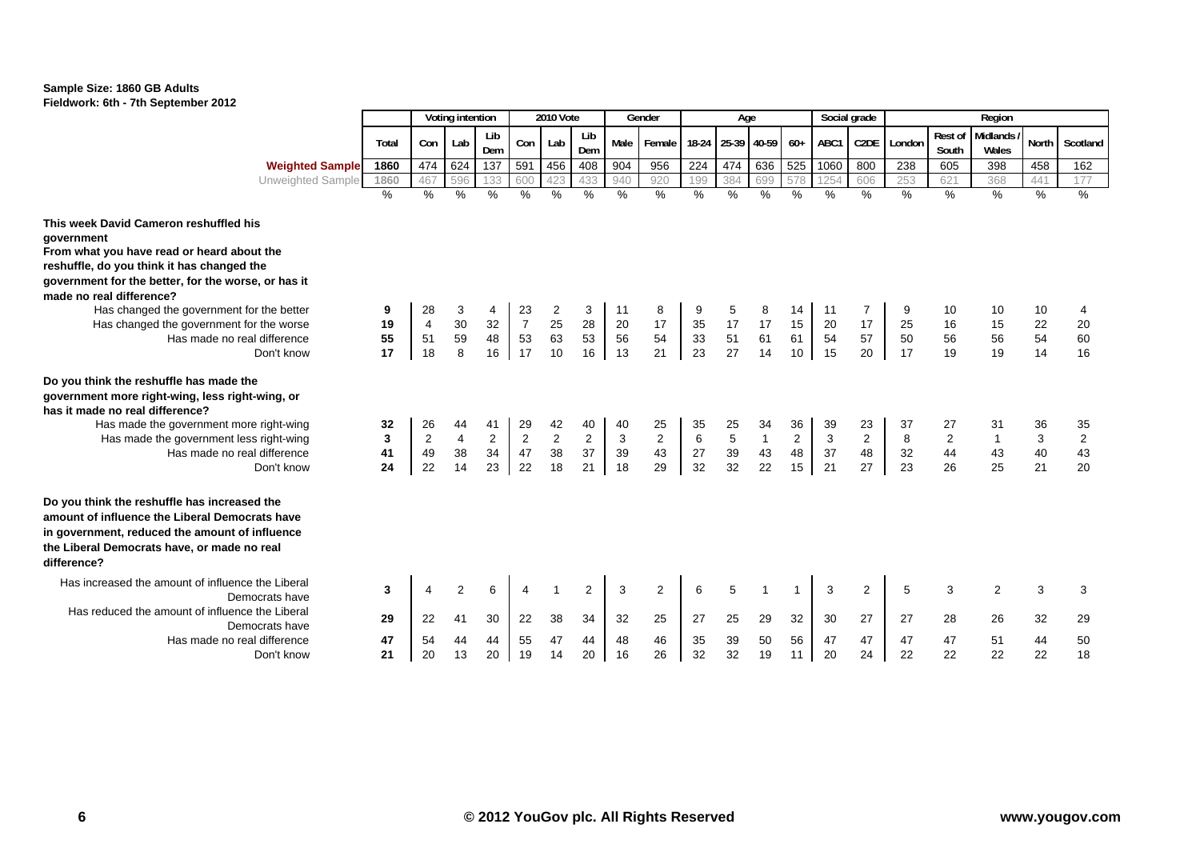**Sample Size: 1860 GB Adults**
**Fieldwork: 6th - 7th September 2012**

| | Total | Voting intention | | | 2010 Vote | | | Gender | | Age | | | | Social grade | | Region | | | | |
|---|---|---|---|---|---|---|---|---|---|---|---|---|---|---|---|---|---|---|---|---|
| | Total | Con | Lab | Lib Dem | Con | Lab | Lib Dem | Male | Female | 18-24 | 25-39 | 40-59 | 60+ | ABC1 | C2DE | London | Rest of South | Midlands / Wales | North | Scotland |
| **Weighted Sample** | 1860 | 474 | 624 | 137 | 591 | 456 | 408 | 904 | 956 | 224 | 474 | 636 | 525 | 1060 | 800 | 238 | 605 | 398 | 458 | 162 |
| Unweighted Sample | 1860 | 467 | 596 | 133 | 600 | 423 | 433 | 940 | 920 | 199 | 384 | 699 | 578 | 1254 | 606 | 253 | 621 | 368 | 441 | 177 |
| | % | % | % | % | % | % | % | % | % | % | % | % | % | % | % | % | % | % | % | % |
| **This week David Cameron reshuffled his government. From what you have read or heard about the reshuffle, do you think it has changed the government for the better, for the worse, or has it made no real difference?** | | | | | | | | | | | | | | | | | | | | |
| Has changed the government for the better | 9 | 28 | 3 | 4 | 23 | 2 | 3 | 11 | 8 | 9 | 5 | 8 | 14 | 11 | 7 | 9 | 10 | 10 | 10 | 4 |
| Has changed the government for the worse | 19 | 4 | 30 | 32 | 7 | 25 | 28 | 20 | 17 | 35 | 17 | 17 | 15 | 20 | 17 | 25 | 16 | 15 | 22 | 20 |
| Has made no real difference | 55 | 51 | 59 | 48 | 53 | 63 | 53 | 56 | 54 | 33 | 51 | 61 | 61 | 54 | 57 | 50 | 56 | 56 | 54 | 60 |
| Don't know | 17 | 18 | 8 | 16 | 17 | 10 | 16 | 13 | 21 | 23 | 27 | 14 | 10 | 15 | 20 | 17 | 19 | 19 | 14 | 16 |
| **Do you think the reshuffle has made the government more right-wing, less right-wing, or has it made no real difference?** | | | | | | | | | | | | | | | | | | | | |
| Has made the government more right-wing | 32 | 26 | 44 | 41 | 29 | 42 | 40 | 40 | 25 | 35 | 25 | 34 | 36 | 39 | 23 | 37 | 27 | 31 | 36 | 35 |
| Has made the government less right-wing | 3 | 2 | 4 | 2 | 2 | 2 | 2 | 3 | 2 | 6 | 5 | 1 | 2 | 3 | 2 | 8 | 2 | 1 | 3 | 2 |
| Has made no real difference | 41 | 49 | 38 | 34 | 47 | 38 | 37 | 39 | 43 | 27 | 39 | 43 | 48 | 37 | 48 | 32 | 44 | 43 | 40 | 43 |
| Don't know | 24 | 22 | 14 | 23 | 22 | 18 | 21 | 18 | 29 | 32 | 32 | 22 | 15 | 21 | 27 | 23 | 26 | 25 | 21 | 20 |
| **Do you think the reshuffle has increased the amount of influence the Liberal Democrats have in government, reduced the amount of influence the Liberal Democrats have, or made no real difference?** | | | | | | | | | | | | | | | | | | | | |
| Has increased the amount of influence the Liberal Democrats have | 3 | 4 | 2 | 6 | 4 | 1 | 2 | 3 | 2 | 6 | 5 | 1 | 1 | 3 | 2 | 5 | 3 | 2 | 3 | 3 |
| Has reduced the amount of influence the Liberal Democrats have | 29 | 22 | 41 | 30 | 22 | 38 | 34 | 32 | 25 | 27 | 25 | 29 | 32 | 30 | 27 | 27 | 28 | 26 | 32 | 29 |
| Has made no real difference | 47 | 54 | 44 | 44 | 55 | 47 | 44 | 48 | 46 | 35 | 39 | 50 | 56 | 47 | 47 | 47 | 47 | 51 | 44 | 50 |
| Don't know | 21 | 20 | 13 | 20 | 19 | 14 | 20 | 16 | 26 | 32 | 32 | 19 | 11 | 20 | 24 | 22 | 22 | 22 | 22 | 18 |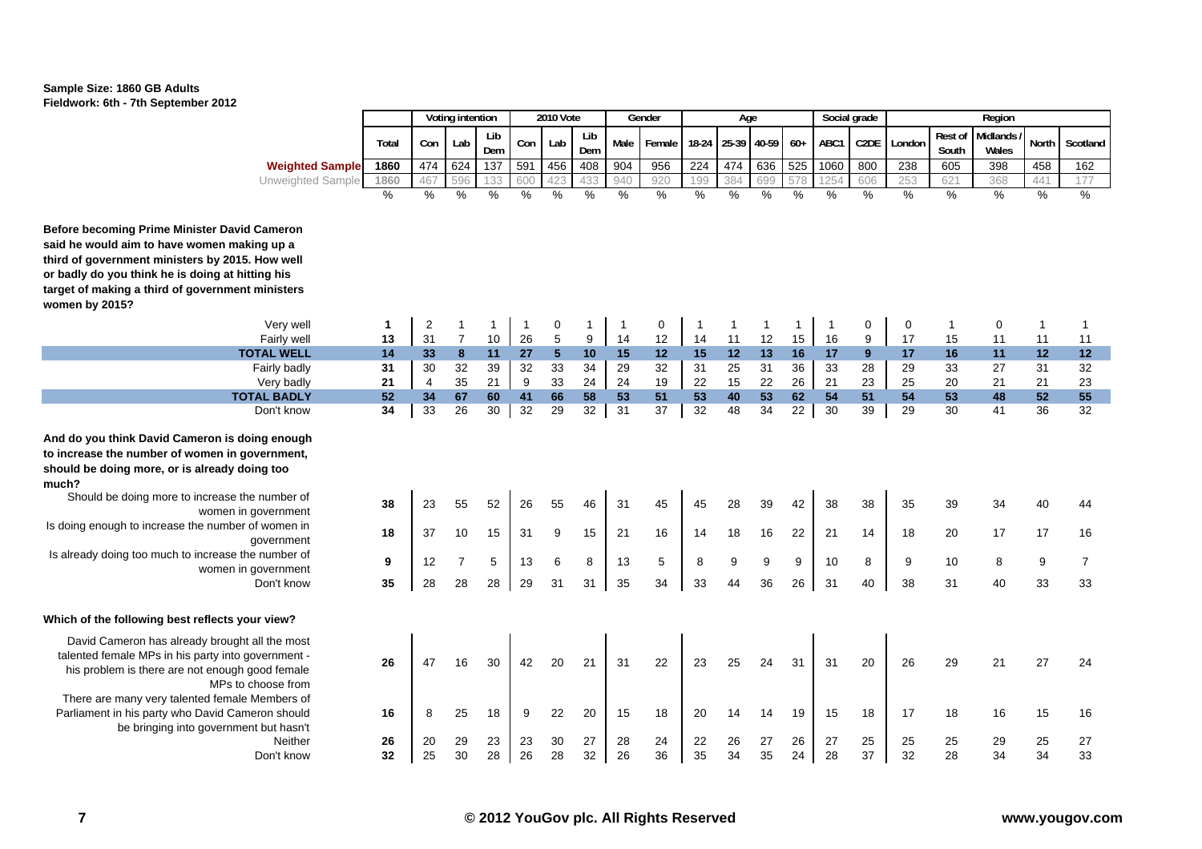**Sample Size: 1860 GB Adults**
**Fieldwork: 6th - 7th September 2012**

| | | Voting intention | | | 2010 Vote | | | Gender | | Age | | | | Social grade | | Region | | | | |
|---|---|---|---|---|---|---|---|---|---|---|---|---|---|---|---|---|---|---|---|---|
| | Total | Con | Lab | Lib Dem | Con | Lab | Lib Dem | Male | Female | 18-24 | 25-39 | 40-59 | 60+ | ABC1 | C2DE | London | Rest of South | Midlands / Wales | North | Scotland |
| **Weighted Sample** | 1860 | 474 | 624 | 137 | 591 | 456 | 408 | 904 | 956 | 224 | 474 | 636 | 525 | 1060 | 800 | 238 | 605 | 398 | 458 | 162 |
| Unweighted Sample | 1860 | 467 | 596 | 133 | 600 | 423 | 433 | 940 | 920 | 199 | 384 | 699 | 578 | 1254 | 606 | 253 | 621 | 368 | 441 | 177 |
| | % | % | % | % | % | % | % | % | % | % | % | % | % | % | % | % | % | % | % | % |
| **Before becoming Prime Minister David Cameron said he would aim to have women making up a third of government ministers by 2015. How well or badly do you think he is doing at hitting his target of making a third of government ministers women by 2015?** | | | | | | | | | | | | | | | | | | | | |
| Very well | 1 | 2 | 1 | 1 | 1 | 0 | 1 | 1 | 0 | 1 | 1 | 1 | 1 | 1 | 0 | 0 | 1 | 0 | 1 | 1 |
| Fairly well | 13 | 31 | 7 | 10 | 26 | 5 | 9 | 14 | 12 | 14 | 11 | 12 | 15 | 16 | 9 | 17 | 15 | 11 | 11 | 11 |
| **TOTAL WELL** | **14** | **33** | **8** | **11** | **27** | **5** | **10** | **15** | **12** | **15** | **12** | **13** | **16** | **17** | **9** | **17** | **16** | **11** | **12** | **12** |
| Fairly badly | 31 | 30 | 32 | 39 | 32 | 33 | 34 | 29 | 32 | 31 | 25 | 31 | 36 | 33 | 28 | 29 | 33 | 27 | 31 | 32 |
| Very badly | 21 | 4 | 35 | 21 | 9 | 33 | 24 | 24 | 19 | 22 | 15 | 22 | 26 | 21 | 23 | 25 | 20 | 21 | 21 | 23 |
| **TOTAL BADLY** | **52** | **34** | **67** | **60** | **41** | **66** | **58** | **53** | **51** | **53** | **40** | **53** | **62** | **54** | **51** | **54** | **53** | **48** | **52** | **55** |
| Don't know | 34 | 33 | 26 | 30 | 32 | 29 | 32 | 31 | 37 | 32 | 48 | 34 | 22 | 30 | 39 | 29 | 30 | 41 | 36 | 32 |
| **And do you think David Cameron is doing enough to increase the number of women in government, should be doing more, or is already doing too much?** | | | | | | | | | | | | | | | | | | | | |
| Should be doing more to increase the number of women in government | 38 | 23 | 55 | 52 | 26 | 55 | 46 | 31 | 45 | 45 | 28 | 39 | 42 | 38 | 38 | 35 | 39 | 34 | 40 | 44 |
| Is doing enough to increase the number of women in government | 18 | 37 | 10 | 15 | 31 | 9 | 15 | 21 | 16 | 14 | 18 | 16 | 22 | 21 | 14 | 18 | 20 | 17 | 17 | 16 |
| Is already doing too much to increase the number of women in government | 9 | 12 | 7 | 5 | 13 | 6 | 8 | 13 | 5 | 8 | 9 | 9 | 9 | 10 | 8 | 9 | 10 | 8 | 9 | 7 |
| Don't know | 35 | 28 | 28 | 28 | 29 | 31 | 31 | 35 | 34 | 33 | 44 | 36 | 26 | 31 | 40 | 38 | 31 | 40 | 33 | 33 |
| **Which of the following best reflects your view?** | | | | | | | | | | | | | | | | | | | | |
| David Cameron has already brought all the most talented female MPs in his party into government - his problem is there are not enough good female MPs to choose from | 26 | 47 | 16 | 30 | 42 | 20 | 21 | 31 | 22 | 23 | 25 | 24 | 31 | 31 | 20 | 26 | 29 | 21 | 27 | 24 |
| There are many very talented female Members of Parliament in his party who David Cameron should be bringing into government but hasn't | 16 | 8 | 25 | 18 | 9 | 22 | 20 | 15 | 18 | 20 | 14 | 14 | 19 | 15 | 18 | 17 | 18 | 16 | 15 | 16 |
| Neither | 26 | 20 | 29 | 23 | 23 | 30 | 27 | 28 | 24 | 22 | 26 | 27 | 26 | 27 | 25 | 25 | 25 | 29 | 25 | 27 |
| Don't know | 32 | 25 | 30 | 28 | 26 | 28 | 32 | 26 | 36 | 35 | 34 | 35 | 24 | 28 | 37 | 32 | 28 | 34 | 34 | 33 |

© 2012 YouGov plc. All Rights Reserved www.yougov.com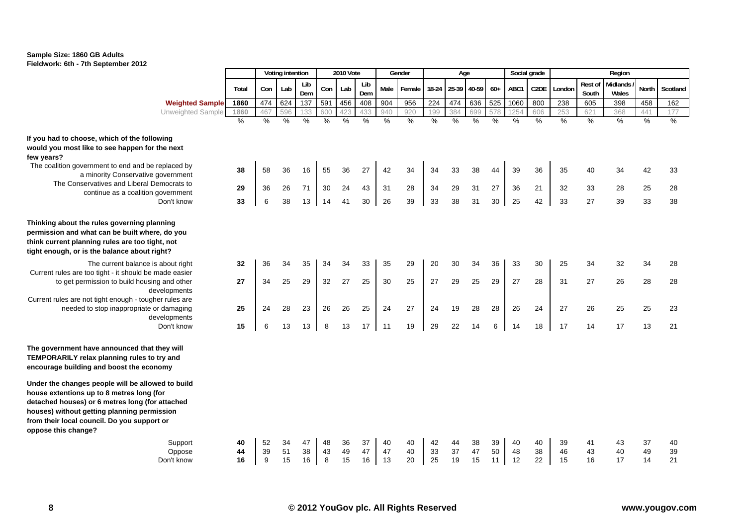**Sample Size: 1860 GB Adults**
**Fieldwork: 6th - 7th September 2012**

| | Total | Voting intention | | | 2010 Vote | | | Gender | | Age | | | | Social grade | | Region | | | | |
|---|---|---|---|---|---|---|---|---|---|---|---|---|---|---|---|---|---|---|---|---|
| | | Con | Lab | Lib Dem | Con | Lab | Lib Dem | Male | Female | 18-24 | 25-39 | 40-59 | 60+ | ABC1 | C2DE | London | Rest of South | Midlands / Wales | North | Scotland |
| **Weighted Sample** | 1860 | 474 | 624 | 137 | 591 | 456 | 408 | 904 | 956 | 224 | 474 | 636 | 525 | 1060 | 800 | 238 | 605 | 398 | 458 | 162 |
| Unweighted Sample | 1860 | 467 | 596 | 133 | 600 | 423 | 433 | 940 | 920 | 199 | 384 | 699 | 578 | 1254 | 606 | 253 | 621 | 368 | 441 | 177 |
| | % | % | % | % | % | % | % | % | % | % | % | % | % | % | % | % | % | % | % | % |
| **If you had to choose, which of the following would you most like to see happen for the next few years?** | | | | | | | | | | | | | | | | | | | | |
| The coalition government to end and be replaced by a minority Conservative government | 38 | 58 | 36 | 16 | 55 | 36 | 27 | 42 | 34 | 34 | 33 | 38 | 44 | 39 | 36 | 35 | 40 | 34 | 42 | 33 |
| The Conservatives and Liberal Democrats to continue as a coalition government | 29 | 36 | 26 | 71 | 30 | 24 | 43 | 31 | 28 | 34 | 29 | 31 | 27 | 36 | 21 | 32 | 33 | 28 | 25 | 28 |
| Don't know | 33 | 6 | 38 | 13 | 14 | 41 | 30 | 26 | 39 | 33 | 38 | 31 | 30 | 25 | 42 | 33 | 27 | 39 | 33 | 38 |
| **Thinking about the rules governing planning permission and what can be built where, do you think current planning rules are too tight, not tight enough, or is the balance about right?** | | | | | | | | | | | | | | | | | | | | |
| The current balance is about right | 32 | 36 | 34 | 35 | 34 | 34 | 33 | 35 | 29 | 20 | 30 | 34 | 36 | 33 | 30 | 25 | 34 | 32 | 34 | 28 |
| Current rules are too tight - it should be made easier to get permission to build housing and other developments | 27 | 34 | 25 | 29 | 32 | 27 | 25 | 30 | 25 | 27 | 29 | 25 | 29 | 27 | 28 | 31 | 27 | 26 | 28 | 28 |
| Current rules are not tight enough - tougher rules are needed to stop inappropriate or damaging developments | 25 | 24 | 28 | 23 | 26 | 26 | 25 | 24 | 27 | 24 | 19 | 28 | 28 | 26 | 24 | 27 | 26 | 25 | 25 | 23 |
| Don't know | 15 | 6 | 13 | 13 | 8 | 13 | 17 | 11 | 19 | 29 | 22 | 14 | 6 | 14 | 18 | 17 | 14 | 17 | 13 | 21 |
| **The government have announced that they will TEMPORARILY relax planning rules to try and encourage building and boost the economy** | | | | | | | | | | | | | | | | | | | | |
| **Under the changes people will be allowed to build house extentions up to 8 metres long (for detached houses) or 6 metres long (for attached houses) without getting planning permission from their local council. Do you support or oppose this change?** | | | | | | | | | | | | | | | | | | | | |
| Support | 40 | 52 | 34 | 47 | 48 | 36 | 37 | 40 | 40 | 42 | 44 | 38 | 39 | 40 | 40 | 39 | 41 | 43 | 37 | 40 |
| Oppose | 44 | 39 | 51 | 38 | 43 | 49 | 47 | 47 | 40 | 33 | 37 | 47 | 50 | 48 | 38 | 46 | 43 | 40 | 49 | 39 |
| Don't know | 16 | 9 | 15 | 16 | 8 | 15 | 16 | 13 | 20 | 25 | 19 | 15 | 11 | 12 | 22 | 15 | 16 | 17 | 14 | 21 |

© 2012 YouGov plc. All Rights Reserved

www.yougov.com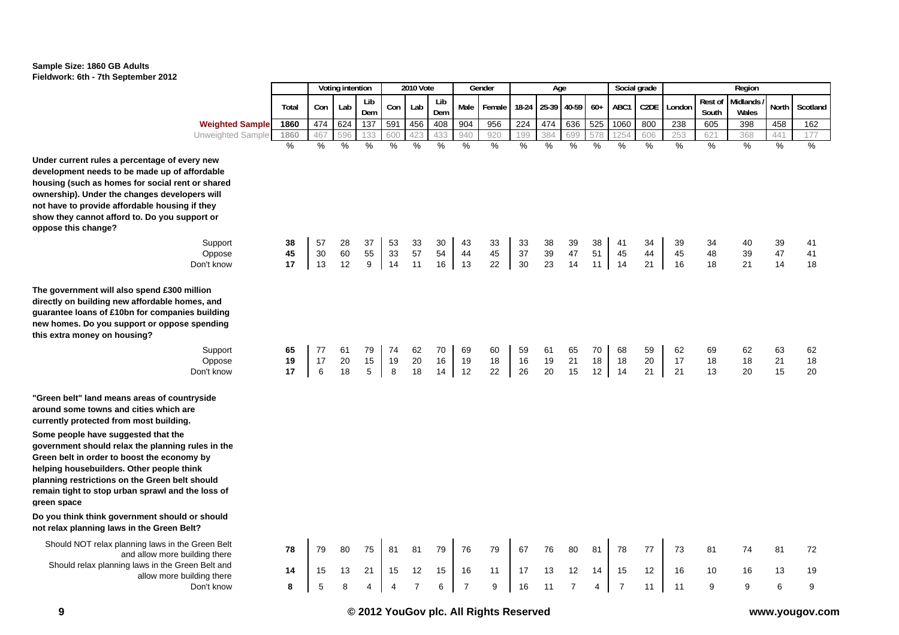**Sample Size: 1860 GB Adults**
**Fieldwork: 6th - 7th September 2012**

| | | Voting intention | | | 2010 Vote | | | Gender | | Age | | | | Social grade | | Region | | | | |
|---|---|---|---|---|---|---|---|---|---|---|---|---|---|---|---|---|---|---|---|---|
| | Total | Con | Lab | Lib Dem | Con | Lab | Lib Dem | Male | Female | 18-24 | 25-39 | 40-59 | 60+ | ABC1 | C2DE | London | Rest of South | Midlands / Wales | North | Scotland |
| **Weighted Sample** | 1860 | 474 | 624 | 137 | 591 | 456 | 408 | 904 | 956 | 224 | 474 | 636 | 525 | 1060 | 800 | 238 | 605 | 398 | 458 | 162 |
| Unweighted Sample | 1860 | 467 | 596 | 133 | 600 | 423 | 433 | 940 | 920 | 199 | 384 | 699 | 578 | 1254 | 606 | 253 | 621 | 368 | 441 | 177 |
| | % | % | % | % | % | % | % | % | % | % | % | % | % | % | % | % | % | % | % | % |
| **Under current rules a percentage of every new development needs to be made up of affordable housing (such as homes for social rent or shared ownership). Under the changes developers will not have to provide affordable housing if they show they cannot afford to. Do you support or oppose this change?** | | | | | | | | | | | | | | | | | | | | |
| Support | **38** | 57 | 28 | 37 | 53 | 33 | 30 | 43 | 33 | 33 | 38 | 39 | 38 | 41 | 34 | 39 | 34 | 40 | 39 | 41 |
| Oppose | **45** | 30 | 60 | 55 | 33 | 57 | 54 | 44 | 45 | 37 | 39 | 47 | 51 | 45 | 44 | 45 | 48 | 39 | 47 | 41 |
| Don't know | **17** | 13 | 12 | 9 | 14 | 11 | 16 | 13 | 22 | 30 | 23 | 14 | 11 | 14 | 21 | 16 | 18 | 21 | 14 | 18 |
| **The government will also spend £300 million directly on building new affordable homes, and guarantee loans of £10bn for companies building new homes. Do you support or oppose spending this extra money on housing?** | | | | | | | | | | | | | | | | | | | | |
| Support | **65** | 77 | 61 | 79 | 74 | 62 | 70 | 69 | 60 | 59 | 61 | 65 | 70 | 68 | 59 | 62 | 69 | 62 | 63 | 62 |
| Oppose | **19** | 17 | 20 | 15 | 19 | 20 | 16 | 19 | 18 | 16 | 19 | 21 | 18 | 18 | 20 | 17 | 18 | 18 | 21 | 18 |
| Don't know | **17** | 6 | 18 | 5 | 8 | 18 | 14 | 12 | 22 | 26 | 20 | 15 | 12 | 14 | 21 | 21 | 13 | 20 | 15 | 20 |
| **"Green belt" land means areas of countryside around some towns and cities which are currently protected from most building. Some people have suggested that the government should relax the planning rules in the Green belt in order to boost the economy by helping housebuilders. Other people think planning restrictions on the Green belt should remain tight to stop urban sprawl and the loss of green space. Do you think think government should or should not relax planning laws in the Green Belt?** | | | | | | | | | | | | | | | | | | | | |
| Should NOT relax planning laws in the Green Belt and allow more building there | **78** | 79 | 80 | 75 | 81 | 81 | 79 | 76 | 79 | 67 | 76 | 80 | 81 | 78 | 77 | 73 | 81 | 74 | 81 | 72 |
| Should relax planning laws in the Green Belt and allow more building there | **14** | 15 | 13 | 21 | 15 | 12 | 15 | 16 | 11 | 17 | 13 | 12 | 14 | 15 | 12 | 16 | 10 | 16 | 13 | 19 |
| Don't know | **8** | 5 | 8 | 4 | 4 | 7 | 6 | 7 | 9 | 16 | 11 | 7 | 4 | 7 | 11 | 11 | 9 | 9 | 6 | 9 |

**© 2012 YouGov plc. All Rights Reserved**

**www.yougov.com**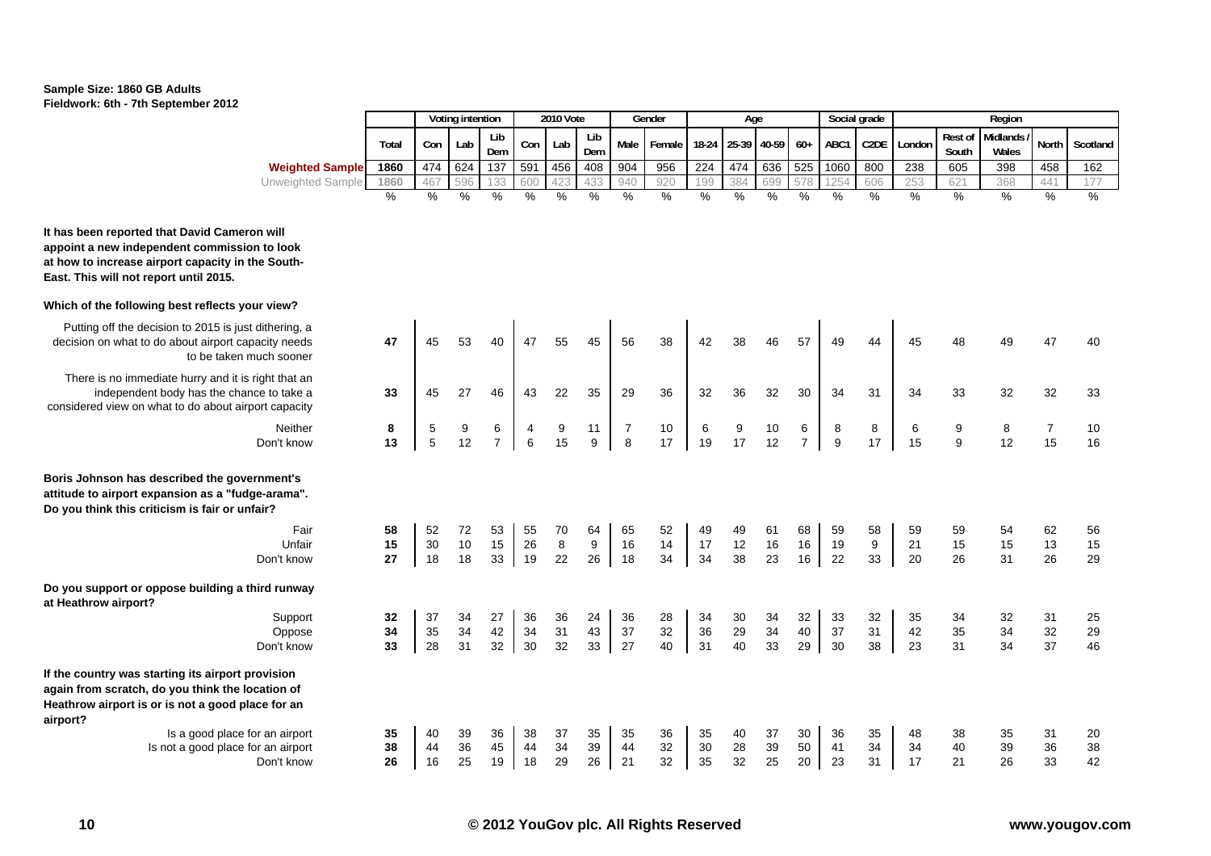**Sample Size: 1860 GB Adults**
**Fieldwork: 6th - 7th September 2012**

| | Total | Voting intention | | | 2010 Vote | | | Gender | | Age | | | | Social grade | | Region | | | | |
|---|---|---|---|---|---|---|---|---|---|---|---|---|---|---|---|---|---|---|---|---|
| | Total | Con | Lab | Lib Dem | Con | Lab | Lib Dem | Male | Female | 18-24 | 25-39 | 40-59 | 60+ | ABC1 | C2DE | London | Rest of South | Midlands / Wales | North | Scotland |
| **Weighted Sample** | 1860 | 474 | 624 | 137 | 591 | 456 | 408 | 904 | 956 | 224 | 474 | 636 | 525 | 1060 | 800 | 238 | 605 | 398 | 458 | 162 |
| Unweighted Sample | 1860 | 467 | 596 | 133 | 600 | 423 | 433 | 940 | 920 | 199 | 384 | 699 | 578 | 1254 | 606 | 253 | 621 | 368 | 441 | 177 |
| | % | % | % | % | % | % | % | % | % | % | % | % | % | % | % | % | % | % | % | % |
| **It has been reported that David Cameron will appoint a new independent commission to look at how to increase airport capacity in the South-East. This will not report until 2015.** | | | | | | | | | | | | | | | | | | | | |
| **Which of the following best reflects your view?** | | | | | | | | | | | | | | | | | | | | |
| Putting off the decision to 2015 is just dithering, a decision on what to do about airport capacity needs to be taken much sooner | 47 | 45 | 53 | 40 | 47 | 55 | 45 | 56 | 38 | 42 | 38 | 46 | 57 | 49 | 44 | 45 | 48 | 49 | 47 | 40 |
| There is no immediate hurry and it is right that an independent body has the chance to take a considered view on what to do about airport capacity | 33 | 45 | 27 | 46 | 43 | 22 | 35 | 29 | 36 | 32 | 36 | 32 | 30 | 34 | 31 | 34 | 33 | 32 | 32 | 33 |
| Neither | 8 | 5 | 9 | 6 | 4 | 9 | 11 | 7 | 10 | 6 | 9 | 10 | 6 | 8 | 8 | 6 | 9 | 8 | 7 | 10 |
| Don't know | 13 | 5 | 12 | 7 | 6 | 15 | 9 | 8 | 17 | 19 | 17 | 12 | 7 | 9 | 17 | 15 | 9 | 12 | 15 | 16 |
| **Boris Johnson has described the government's attitude to airport expansion as a "fudge-arama". Do you think this criticism is fair or unfair?** | | | | | | | | | | | | | | | | | | | | |
| Fair | 58 | 52 | 72 | 53 | 55 | 70 | 64 | 65 | 52 | 49 | 49 | 61 | 68 | 59 | 58 | 59 | 59 | 54 | 62 | 56 |
| Unfair | 15 | 30 | 10 | 15 | 26 | 8 | 9 | 16 | 14 | 17 | 12 | 16 | 16 | 19 | 9 | 21 | 15 | 15 | 13 | 15 |
| Don't know | 27 | 18 | 18 | 33 | 19 | 22 | 26 | 18 | 34 | 34 | 38 | 23 | 16 | 22 | 33 | 20 | 26 | 31 | 26 | 29 |
| **Do you support or oppose building a third runway at Heathrow airport?** | | | | | | | | | | | | | | | | | | | | |
| Support | 32 | 37 | 34 | 27 | 36 | 36 | 24 | 36 | 28 | 34 | 30 | 34 | 32 | 33 | 32 | 35 | 34 | 32 | 31 | 25 |
| Oppose | 34 | 35 | 34 | 42 | 34 | 31 | 43 | 37 | 32 | 36 | 29 | 34 | 40 | 37 | 31 | 42 | 35 | 34 | 32 | 29 |
| Don't know | 33 | 28 | 31 | 32 | 30 | 32 | 33 | 27 | 40 | 31 | 40 | 33 | 29 | 30 | 38 | 23 | 31 | 34 | 37 | 46 |
| **If the country was starting its airport provision again from scratch, do you think the location of Heathrow airport is or is not a good place for an airport?** | | | | | | | | | | | | | | | | | | | | |
| Is a good place for an airport | 35 | 40 | 39 | 36 | 38 | 37 | 35 | 35 | 36 | 35 | 40 | 37 | 30 | 36 | 35 | 48 | 38 | 35 | 31 | 20 |
| Is not a good place for an airport | 38 | 44 | 36 | 45 | 44 | 34 | 39 | 44 | 32 | 30 | 28 | 39 | 50 | 41 | 34 | 34 | 40 | 39 | 36 | 38 |
| Don't know | 26 | 16 | 25 | 19 | 18 | 29 | 26 | 21 | 32 | 35 | 32 | 25 | 20 | 23 | 31 | 17 | 21 | 26 | 33 | 42 |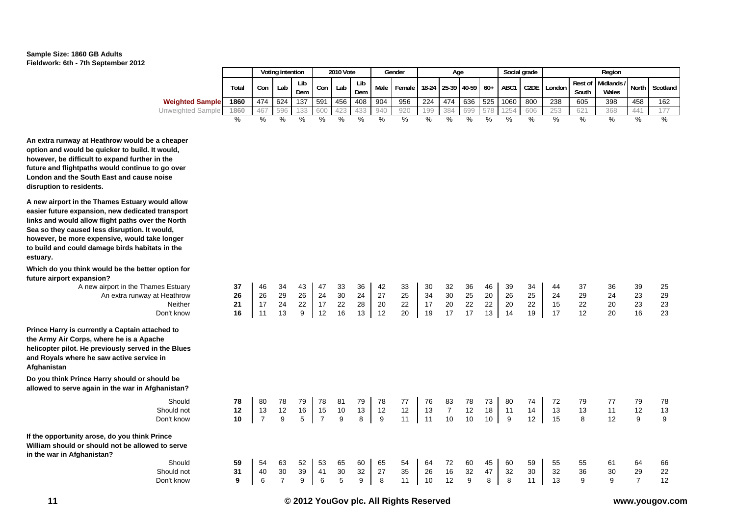**Sample Size: 1860 GB Adults**
**Fieldwork: 6th - 7th September 2012**

| | Total | Voting intention | | | 2010 Vote | | | Gender | | Age | | | | Social grade | | Region | | | | |
|---|---|---|---|---|---|---|---|---|---|---|---|---|---|---|---|---|---|---|---|---|
| | | Con | Lab | Lib Dem | Con | Lab | Lib Dem | Male | Female | 18-24 | 25-39 | 40-59 | 60+ | ABC1 | C2DE | London | Rest of South | Midlands / Wales | North | Scotland |
| **Weighted Sample** | 1860 | 474 | 624 | 137 | 591 | 456 | 408 | 904 | 956 | 224 | 474 | 636 | 525 | 1060 | 800 | 238 | 605 | 398 | 458 | 162 |
| Unweighted Sample | 1860 | 467 | 596 | 133 | 600 | 423 | 433 | 940 | 920 | 199 | 384 | 699 | 578 | 1254 | 606 | 253 | 621 | 368 | 441 | 177 |
| | % | % | % | % | % | % | % | % | % | % | % | % | % | % | % | % | % | % | % | % |
| **An extra runway at Heathrow would be a cheaper option and would be quicker to build. It would, however, be difficult to expand further in the future and flightpaths would continue to go over London and the South East and cause noise disruption to residents.** | | | | | | | | | | | | | | | | | | | | |
| **A new airport in the Thames Estuary would allow easier future expansion, new dedicated transport links and would allow flight paths over the North Sea so they caused less disruption. It would, however, be more expensive, would take longer to build and could damage birds habitats in the estuary.** | | | | | | | | | | | | | | | | | | | | |
| **Which do you think would be the better option for future airport expansion?** | | | | | | | | | | | | | | | | | | | | |
| A new airport in the Thames Estuary | **37** | 46 | 34 | 43 | 47 | 33 | 36 | 42 | 33 | 30 | 32 | 36 | 46 | 39 | 34 | 44 | 37 | 36 | 39 | 25 |
| An extra runway at Heathrow | **26** | 26 | 29 | 26 | 24 | 30 | 24 | 27 | 25 | 34 | 30 | 25 | 20 | 26 | 25 | 24 | 29 | 24 | 23 | 29 |
| Neither | **21** | 17 | 24 | 22 | 17 | 22 | 28 | 20 | 22 | 17 | 20 | 22 | 22 | 20 | 22 | 15 | 22 | 20 | 23 | 23 |
| Don't know | **16** | 11 | 13 | 9 | 12 | 16 | 13 | 12 | 20 | 19 | 17 | 17 | 13 | 14 | 19 | 17 | 12 | 20 | 16 | 23 |
| **Prince Harry is currently a Captain attached to the Army Air Corps, where he is a Apache helicopter pilot. He previously served in the Blues and Royals where he saw active service in Afghanistan** | | | | | | | | | | | | | | | | | | | | |
| **Do you think Prince Harry should or should be allowed to serve again in the war in Afghanistan?** | | | | | | | | | | | | | | | | | | | | |
| Should | **78** | 80 | 78 | 79 | 78 | 81 | 79 | 78 | 77 | 76 | 83 | 78 | 73 | 80 | 74 | 72 | 79 | 77 | 79 | 78 |
| Should not | **12** | 13 | 12 | 16 | 15 | 10 | 13 | 12 | 12 | 13 | 7 | 12 | 18 | 11 | 14 | 13 | 13 | 11 | 12 | 13 |
| Don't know | **10** | 7 | 9 | 5 | 7 | 9 | 8 | 9 | 11 | 11 | 10 | 10 | 10 | 9 | 12 | 15 | 8 | 12 | 9 | 9 |
| **If the opportunity arose, do you think Prince William should or should not be allowed to serve in the war in Afghanistan?** | | | | | | | | | | | | | | | | | | | | |
| Should | **59** | 54 | 63 | 52 | 53 | 65 | 60 | 65 | 54 | 64 | 72 | 60 | 45 | 60 | 59 | 55 | 55 | 61 | 64 | 66 |
| Should not | **31** | 40 | 30 | 39 | 41 | 30 | 32 | 27 | 35 | 26 | 16 | 32 | 47 | 32 | 30 | 32 | 36 | 30 | 29 | 22 |
| Don't know | **9** | 6 | 7 | 9 | 6 | 5 | 9 | 8 | 11 | 10 | 12 | 9 | 8 | 8 | 11 | 13 | 9 | 9 | 7 | 12 |

**© 2012 YouGov plc. All Rights Reserved** **www.yougov.com**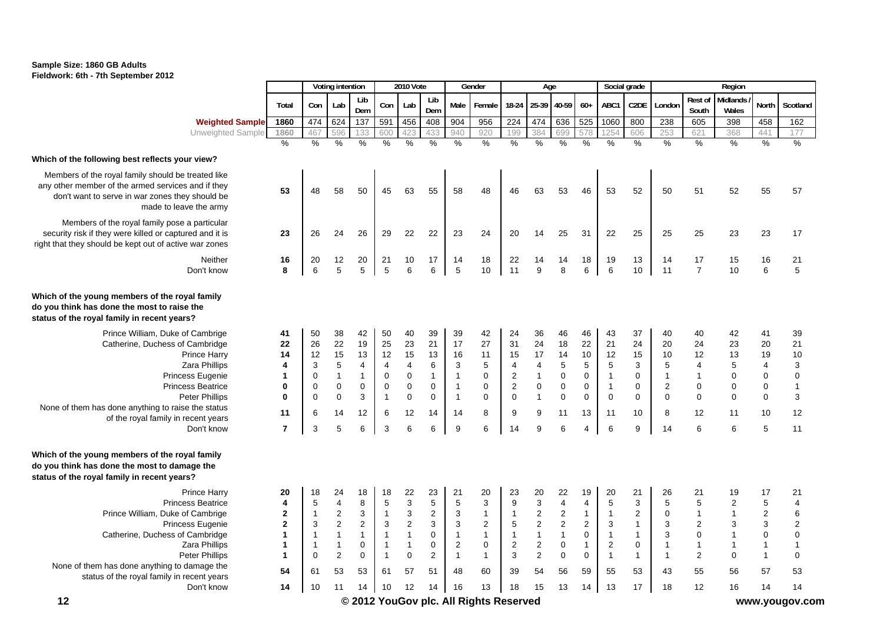**Sample Size: 1860 GB Adults**
**Fieldwork: 6th - 7th September 2012**

| | Total | Voting intention | | | 2010 Vote | | | Gender | | Age | | | | Social grade | | Region | | | | |
|---|---|---|---|---|---|---|---|---|---|---|---|---|---|---|---|---|---|---|---|---|
| | | Con | Lab | Lib Dem | Con | Lab | Lib Dem | Male | Female | 18-24 | 25-39 | 40-59 | 60+ | ABC1 | C2DE | London | Rest of South | Midlands / Wales | North | Scotland |
| **Weighted Sample** | 1860 | 474 | 624 | 137 | 591 | 456 | 408 | 904 | 956 | 224 | 474 | 636 | 525 | 1060 | 800 | 238 | 605 | 398 | 458 | 162 |
| Unweighted Sample | 1860 | 467 | 596 | 133 | 600 | 423 | 433 | 940 | 920 | 199 | 384 | 699 | 578 | 1254 | 606 | 253 | 621 | 368 | 441 | 177 |
| | % | % | % | % | % | % | % | % | % | % | % | % | % | % | % | % | % | % | % | % |
| **Which of the following best reflects your view?** | | | | | | | | | | | | | | | | | | | | |
| Members of the royal family should be treated like any other member of the armed services and if they don't want to serve in war zones they should be made to leave the army | 53 | 48 | 58 | 50 | 45 | 63 | 55 | 58 | 48 | 46 | 63 | 53 | 46 | 53 | 52 | 50 | 51 | 52 | 55 | 57 |
| Members of the royal family pose a particular security risk if they were killed or captured and it is right that they should be kept out of active war zones | 23 | 26 | 24 | 26 | 29 | 22 | 22 | 23 | 24 | 20 | 14 | 25 | 31 | 22 | 25 | 25 | 25 | 23 | 23 | 17 |
| Neither | 16 | 20 | 12 | 20 | 21 | 10 | 17 | 14 | 18 | 22 | 14 | 14 | 18 | 19 | 13 | 14 | 17 | 15 | 16 | 21 |
| Don't know | 8 | 6 | 5 | 5 | 5 | 6 | 6 | 5 | 10 | 11 | 9 | 8 | 6 | 6 | 10 | 11 | 7 | 10 | 6 | 5 |
| **Which of the young members of the royal family do you think has done the most to raise the status of the royal family in recent years?** | | | | | | | | | | | | | | | | | | | | |
| Prince William, Duke of Cambrige | 41 | 50 | 38 | 42 | 50 | 40 | 39 | 39 | 42 | 24 | 36 | 46 | 46 | 43 | 37 | 40 | 40 | 42 | 41 | 39 |
| Catherine, Duchess of Cambridge | 22 | 26 | 22 | 19 | 25 | 23 | 21 | 17 | 27 | 31 | 24 | 18 | 22 | 21 | 24 | 20 | 24 | 23 | 20 | 21 |
| Prince Harry | 14 | 12 | 15 | 13 | 12 | 15 | 13 | 16 | 11 | 15 | 17 | 14 | 10 | 12 | 15 | 10 | 12 | 13 | 19 | 10 |
| Zara Phillips | 4 | 3 | 5 | 4 | 4 | 4 | 6 | 3 | 5 | 4 | 4 | 5 | 5 | 5 | 3 | 5 | 4 | 5 | 4 | 3 |
| Princess Eugenie | 1 | 0 | 1 | 1 | 0 | 0 | 1 | 1 | 0 | 2 | 1 | 0 | 0 | 1 | 0 | 1 | 1 | 0 | 0 | 0 |
| Princess Beatrice | 0 | 0 | 0 | 0 | 0 | 0 | 0 | 1 | 0 | 2 | 0 | 0 | 0 | 1 | 0 | 2 | 0 | 0 | 0 | 1 |
| Peter Phillips | 0 | 0 | 0 | 3 | 1 | 0 | 0 | 1 | 0 | 0 | 1 | 0 | 0 | 0 | 0 | 0 | 0 | 0 | 0 | 3 |
| None of them has done anything to raise the status of the royal family in recent years | 11 | 6 | 14 | 12 | 6 | 12 | 14 | 14 | 8 | 9 | 9 | 11 | 13 | 11 | 10 | 8 | 12 | 11 | 10 | 12 |
| Don't know | 7 | 3 | 5 | 6 | 3 | 6 | 6 | 9 | 6 | 14 | 9 | 6 | 4 | 6 | 9 | 14 | 6 | 6 | 5 | 11 |
| **Which of the young members of the royal family do you think has done the most to damage the status of the royal family in recent years?** | | | | | | | | | | | | | | | | | | | | |
| Prince Harry | 20 | 18 | 24 | 18 | 18 | 22 | 23 | 21 | 20 | 23 | 20 | 22 | 19 | 20 | 21 | 26 | 21 | 19 | 17 | 21 |
| Princess Beatrice | 4 | 5 | 4 | 8 | 5 | 3 | 5 | 5 | 3 | 9 | 3 | 4 | 4 | 5 | 3 | 5 | 5 | 2 | 5 | 4 |
| Prince William, Duke of Cambrige | 2 | 1 | 2 | 3 | 1 | 3 | 2 | 3 | 1 | 1 | 2 | 2 | 1 | 1 | 2 | 0 | 1 | 1 | 2 | 6 |
| Princess Eugenie | 2 | 3 | 2 | 2 | 3 | 2 | 3 | 3 | 2 | 5 | 2 | 2 | 2 | 3 | 1 | 3 | 2 | 3 | 3 | 2 |
| Catherine, Duchess of Cambridge | 1 | 1 | 1 | 1 | 1 | 1 | 0 | 1 | 1 | 1 | 1 | 1 | 0 | 1 | 1 | 3 | 0 | 1 | 0 | 0 |
| Zara Phillips | 1 | 1 | 1 | 0 | 1 | 1 | 0 | 2 | 0 | 2 | 2 | 0 | 1 | 2 | 0 | 1 | 1 | 1 | 1 | 1 |
| Peter Phillips | 1 | 0 | 2 | 0 | 1 | 0 | 2 | 1 | 1 | 3 | 2 | 0 | 0 | 1 | 1 | 1 | 2 | 0 | 1 | 0 |
| None of them has done anything to damage the status of the royal family in recent years | 54 | 61 | 53 | 53 | 61 | 57 | 51 | 48 | 60 | 39 | 54 | 56 | 59 | 55 | 53 | 43 | 55 | 56 | 57 | 53 |
| Don't know | 14 | 10 | 11 | 14 | 10 | 12 | 14 | 16 | 13 | 18 | 15 | 13 | 14 | 13 | 17 | 18 | 12 | 16 | 14 | 14 |

© 2012 YouGov plc. All Rights Reserved

www.yougov.com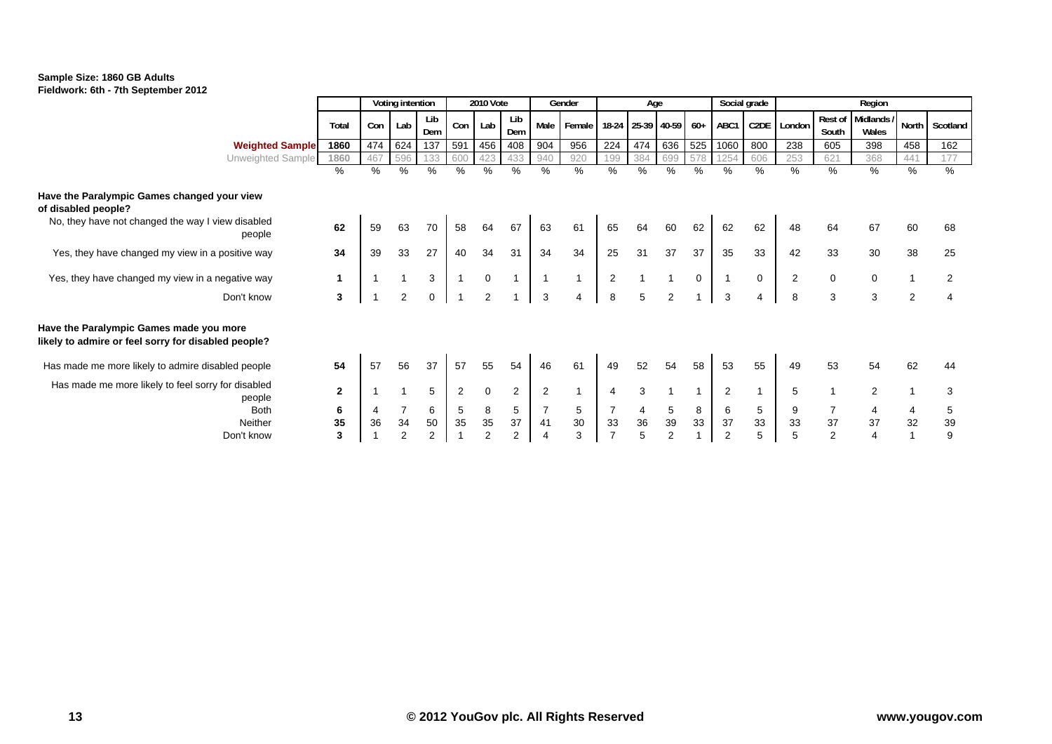**Sample Size: 1860 GB Adults**
**Fieldwork: 6th - 7th September 2012**

| | Total | Voting intention | | | 2010 Vote | | | Gender | | Age | | | | Social grade | | Region | | | | |
|---|---|---|---|---|---|---|---|---|---|---|---|---|---|---|---|---|---|---|---|---|
| | | Con | Lab | Lib Dem | Con | Lab | Lib Dem | Male | Female | 18-24 | 25-39 | 40-59 | 60+ | ABC1 | C2DE | London | Rest of South | Midlands / Wales | North | Scotland |
| **Weighted Sample** | 1860 | 474 | 624 | 137 | 591 | 456 | 408 | 904 | 956 | 224 | 474 | 636 | 525 | 1060 | 800 | 238 | 605 | 398 | 458 | 162 |
| Unweighted Sample | 1860 | 467 | 596 | 133 | 600 | 423 | 433 | 940 | 920 | 199 | 384 | 699 | 578 | 1254 | 606 | 253 | 621 | 368 | 441 | 177 |
| | % | % | % | % | % | % | % | % | % | % | % | % | % | % | % | % | % | % | % | % |
| **Have the Paralympic Games changed your view of disabled people?** | | | | | | | | | | | | | | | | | | | | |
| No, they have not changed the way I view disabled people | **62** | 59 | 63 | 70 | 58 | 64 | 67 | 63 | 61 | 65 | 64 | 60 | 62 | 62 | 62 | 48 | 64 | 67 | 60 | 68 |
| Yes, they have changed my view in a positive way | **34** | 39 | 33 | 27 | 40 | 34 | 31 | 34 | 34 | 25 | 31 | 37 | 37 | 35 | 33 | 42 | 33 | 30 | 38 | 25 |
| Yes, they have changed my view in a negative way | **1** | 1 | 1 | 3 | 1 | 0 | 1 | 1 | 1 | 2 | 1 | 1 | 0 | 1 | 0 | 2 | 0 | 0 | 1 | 2 |
| Don't know | **3** | 1 | 2 | 0 | 1 | 2 | 1 | 3 | 4 | 8 | 5 | 2 | 1 | 3 | 4 | 8 | 3 | 3 | 2 | 4 |
| **Have the Paralympic Games made you more likely to admire or feel sorry for disabled people?** | | | | | | | | | | | | | | | | | | | | |
| Has made me more likely to admire disabled people | **54** | 57 | 56 | 37 | 57 | 55 | 54 | 46 | 61 | 49 | 52 | 54 | 58 | 53 | 55 | 49 | 53 | 54 | 62 | 44 |
| Has made me more likely to feel sorry for disabled people | **2** | 1 | 1 | 5 | 2 | 0 | 2 | 2 | 1 | 4 | 3 | 1 | 1 | 2 | 1 | 5 | 1 | 2 | 1 | 3 |
| Both | **6** | 4 | 7 | 6 | 5 | 8 | 5 | 7 | 5 | 7 | 4 | 5 | 8 | 6 | 5 | 9 | 7 | 4 | 4 | 5 |
| Neither | **35** | 36 | 34 | 50 | 35 | 35 | 37 | 41 | 30 | 33 | 36 | 39 | 33 | 37 | 33 | 33 | 37 | 37 | 32 | 39 |
| Don't know | **3** | 1 | 2 | 2 | 1 | 2 | 2 | 4 | 3 | 7 | 5 | 2 | 1 | 2 | 5 | 5 | 2 | 4 | 1 | 9 |

**© 2012 YouGov plc. All Rights Reserved** **www.yougov.com**